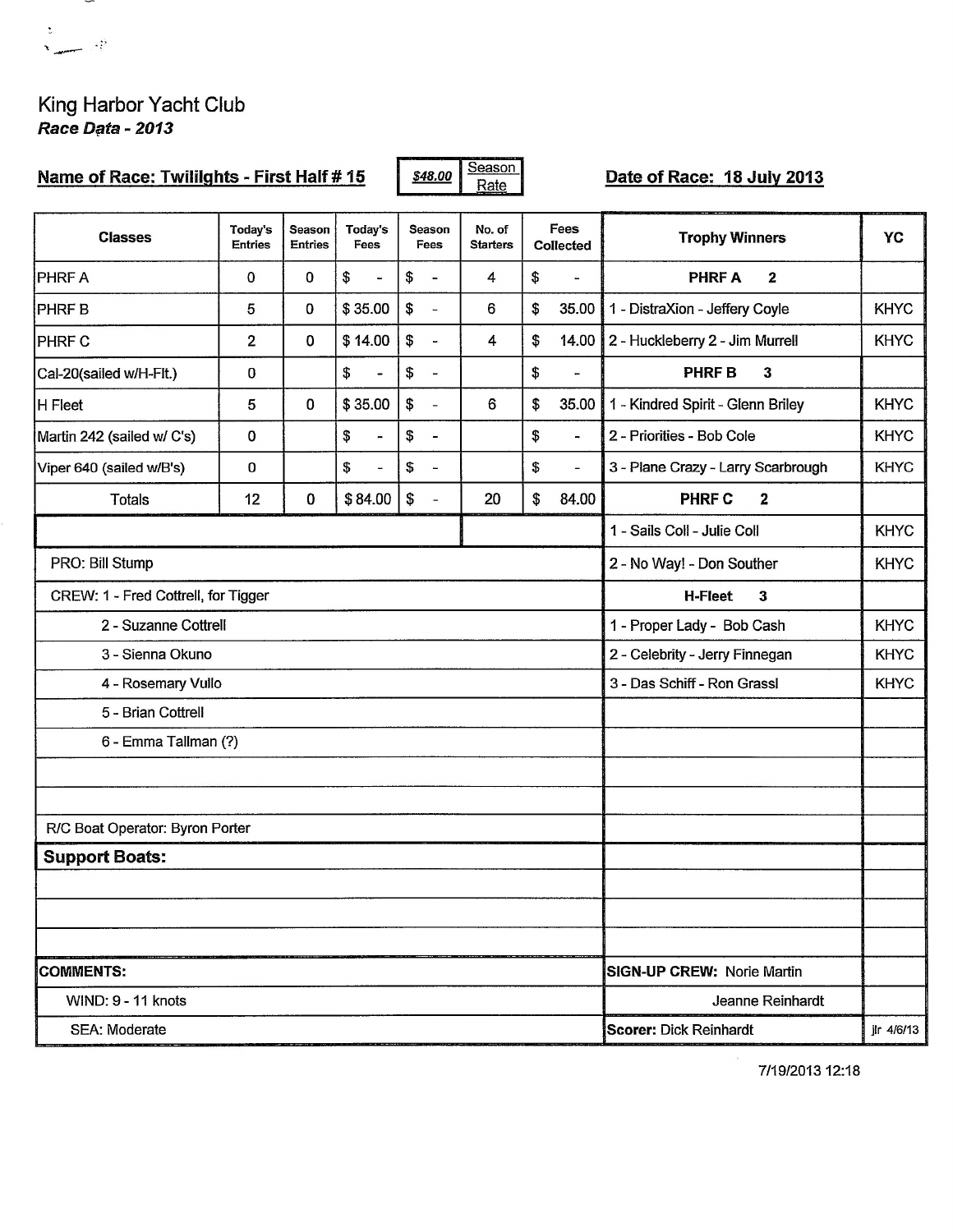King Harbor Yacht Club

***Race Data - 2013***

**Name of Race: Twilights - First Half # 15**

| $48.00 | Season Rate |
|---|---|

**Date of Race: 18 July 2013**

| Classes | Today's Entries | Season Entries | Today's Fees | Season Fees | No. of Starters | Fees Collected |
|---|---|---|---|---|---|---|
| PHRF A | 0 | 0 | $ - | $ - | 4 | $ - |
| PHRF B | 5 | 0 | $ 35.00 | $ - | 6 | $ 35.00 |
| PHRF C | 2 | 0 | $ 14.00 | $ - | 4 | $ 14.00 |
| Cal-20(sailed w/H-Flt.) | 0 | | $ - | $ - | | $ - |
| H Fleet | 5 | 0 | $ 35.00 | $ - | 6 | $ 35.00 |
| Martin 242 (sailed w/ C's) | 0 | | $ - | $ - | | $ - |
| Viper 640 (sailed w/B's) | 0 | | $ - | $ - | | $ - |
| Totals | 12 | 0 | $ 84.00 | $ - | 20 | $ 84.00 |

| Trophy Winners | YC |
|---|---|
| **PHRF A 2** | |
| 1 - DistraXion - Jeffery Coyle | KHYC |
| 2 - Huckleberry 2 - Jim Murrell | KHYC |
| **PHRF B 3** | |
| 1 - Kindred Spirit - Glenn Briley | KHYC |
| 2 - Priorities - Bob Cole | KHYC |
| 3 - Plane Crazy - Larry Scarbrough | KHYC |
| **PHRF C 2** | |
| 1 - Sails Coll - Julie Coll | KHYC |
| 2 - No Way! - Don Souther | KHYC |
| **H-Fleet 3** | |
| 1 - Proper Lady - Bob Cash | KHYC |
| 2 - Celebrity - Jerry Finnegan | KHYC |
| 3 - Das Schiff - Ron Grassl | KHYC |

PRO: Bill Stump

CREW: 1 - Fred Cottrell, for Tigger

2 - Suzanne Cottrell

3 - Sienna Okuno

4 - Rosemary Vullo

5 - Brian Cottrell

6 - Emma Tallman (?)

R/C Boat Operator: Byron Porter

**Support Boats:**

**COMMENTS:**

WIND: 9 - 11 knots

SEA: Moderate

**SIGN-UP CREW:** Norie Martin

Jeanne Reinhardt

**Scorer:** Dick Reinhardt

jlr 4/6/13

7/19/2013 12:18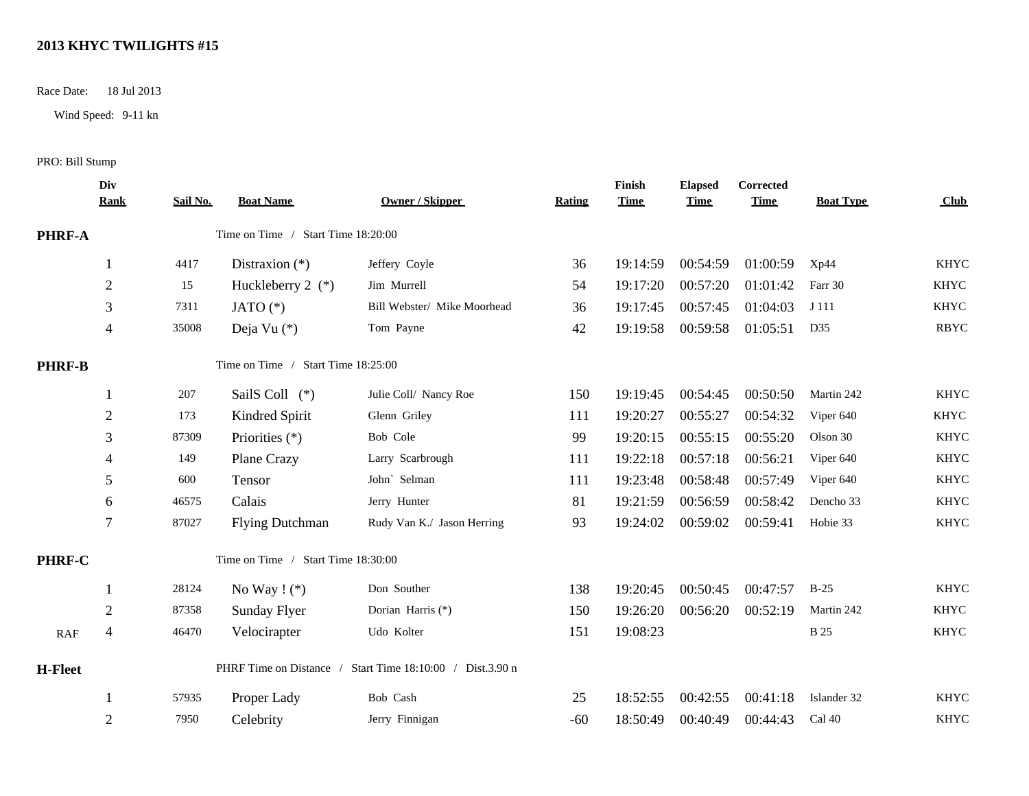## 2013 KHYC TWILIGHTS #15

Race Date: 18 Jul 2013

Wind Speed: 9-11 kn

PRO: Bill Stump

| | Div Rank | Sail No. | Boat Name | Owner / Skipper | Rating | Finish Time | Elapsed Time | Corrected Time | Boat Type | Club |
|---|---|---|---|---|---|---|---|---|---|---|
| **PHRF-A** | | | Time on Time / Start Time 18:20:00 | | | | | | | |
| | 1 | 4417 | Distraxion (*) | Jeffery Coyle | 36 | 19:14:59 | 00:54:59 | 01:00:59 | Xp44 | KHYC |
| | 2 | 15 | Huckleberry 2 (*) | Jim Murrell | 54 | 19:17:20 | 00:57:20 | 01:01:42 | Farr 30 | KHYC |
| | 3 | 7311 | JATO (*) | Bill Webster/ Mike Moorhead | 36 | 19:17:45 | 00:57:45 | 01:04:03 | J 111 | KHYC |
| | 4 | 35008 | Deja Vu (*) | Tom Payne | 42 | 19:19:58 | 00:59:58 | 01:05:51 | D35 | RBYC |
| **PHRF-B** | | | Time on Time / Start Time 18:25:00 | | | | | | | |
| | 1 | 207 | SailS Coll (*) | Julie Coll/ Nancy Roe | 150 | 19:19:45 | 00:54:45 | 00:50:50 | Martin 242 | KHYC |
| | 2 | 173 | Kindred Spirit | Glenn Griley | 111 | 19:20:27 | 00:55:27 | 00:54:32 | Viper 640 | KHYC |
| | 3 | 87309 | Priorities (*) | Bob Cole | 99 | 19:20:15 | 00:55:15 | 00:55:20 | Olson 30 | KHYC |
| | 4 | 149 | Plane Crazy | Larry Scarbrough | 111 | 19:22:18 | 00:57:18 | 00:56:21 | Viper 640 | KHYC |
| | 5 | 600 | Tensor | John` Selman | 111 | 19:23:48 | 00:58:48 | 00:57:49 | Viper 640 | KHYC |
| | 6 | 46575 | Calais | Jerry Hunter | 81 | 19:21:59 | 00:56:59 | 00:58:42 | Dencho 33 | KHYC |
| | 7 | 87027 | Flying Dutchman | Rudy Van K./ Jason Herring | 93 | 19:24:02 | 00:59:02 | 00:59:41 | Hobie 33 | KHYC |
| **PHRF-C** | | | Time on Time / Start Time 18:30:00 | | | | | | | |
| | 1 | 28124 | No Way ! (*) | Don Souther | 138 | 19:20:45 | 00:50:45 | 00:47:57 | B-25 | KHYC |
| | 2 | 87358 | Sunday Flyer | Dorian Harris (*) | 150 | 19:26:20 | 00:56:20 | 00:52:19 | Martin 242 | KHYC |
| RAF | 4 | 46470 | Velocirapter | Udo Kolter | 151 | 19:08:23 | | | B 25 | KHYC |
| **H-Fleet** | | | PHRF Time on Distance / Start Time 18:10:00 / Dist.3.90 n | | | | | | | |
| | 1 | 57935 | Proper Lady | Bob Cash | 25 | 18:52:55 | 00:42:55 | 00:41:18 | Islander 32 | KHYC |
| | 2 | 7950 | Celebrity | Jerry Finnigan | -60 | 18:50:49 | 00:40:49 | 00:44:43 | Cal 40 | KHYC |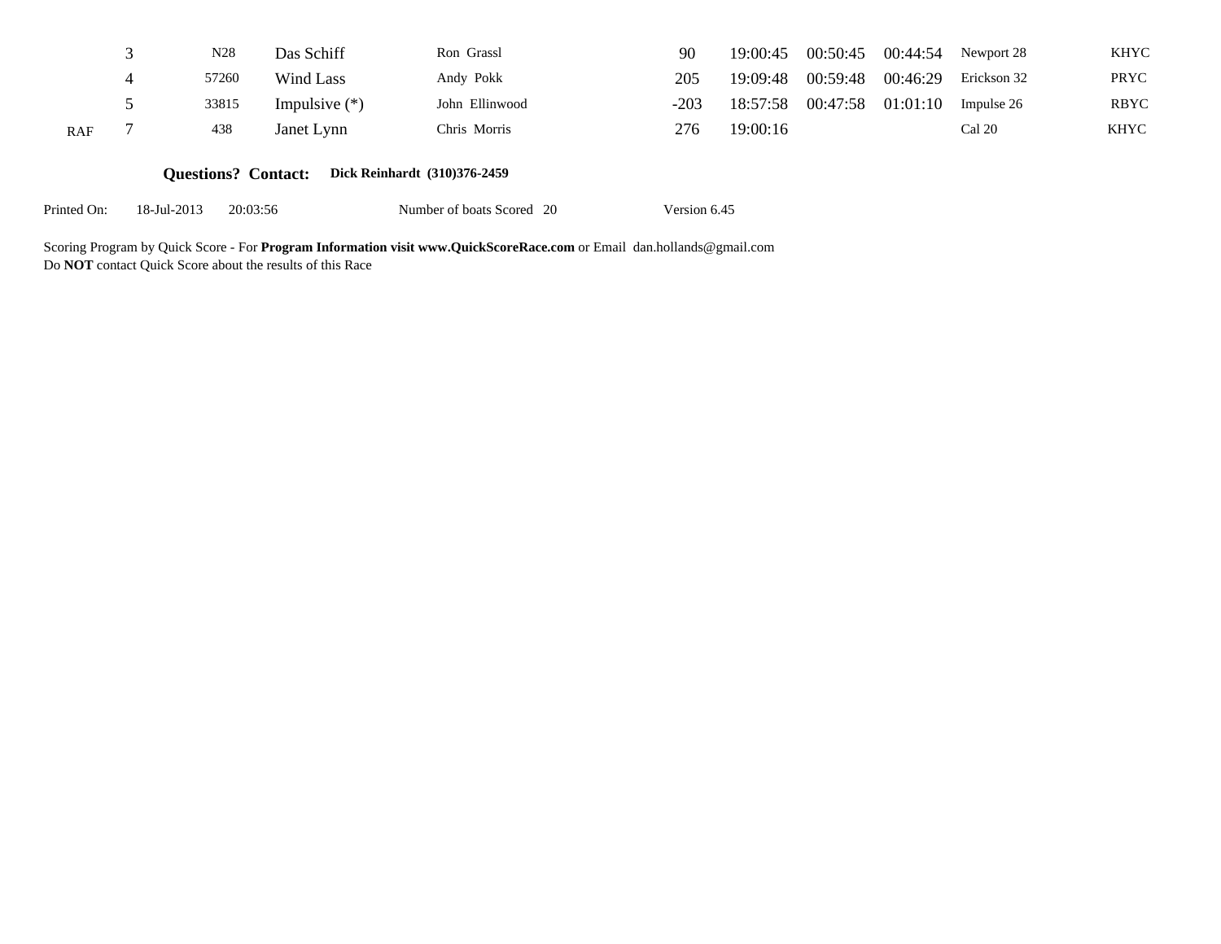| | | | | | | | | | | |
|---|---|---|---|---|---|---|---|---|---|---|
| | 3 | N28 | Das Schiff | Ron Grassl | 90 | 19:00:45 | 00:50:45 | 00:44:54 | Newport 28 | KHYC |
| | 4 | 57260 | Wind Lass | Andy Pokk | 205 | 19:09:48 | 00:59:48 | 00:46:29 | Erickson 32 | PRYC |
| | 5 | 33815 | Impulsive (*) | John Ellinwood | -203 | 18:57:58 | 00:47:58 | 01:01:10 | Impulse 26 | RBYC |
| RAF | 7 | 438 | Janet Lynn | Chris Morris | 276 | 19:00:16 | | | Cal 20 | KHYC |

**Questions? Contact:** **Dick Reinhardt (310)376-2459**

Printed On: 18-Jul-2013 20:03:56 Number of boats Scored 20 Version 6.45

Scoring Program by Quick Score - For **Program Information visit www.QuickScoreRace.com** or Email dan.hollands@gmail.com
Do **NOT** contact Quick Score about the results of this Race